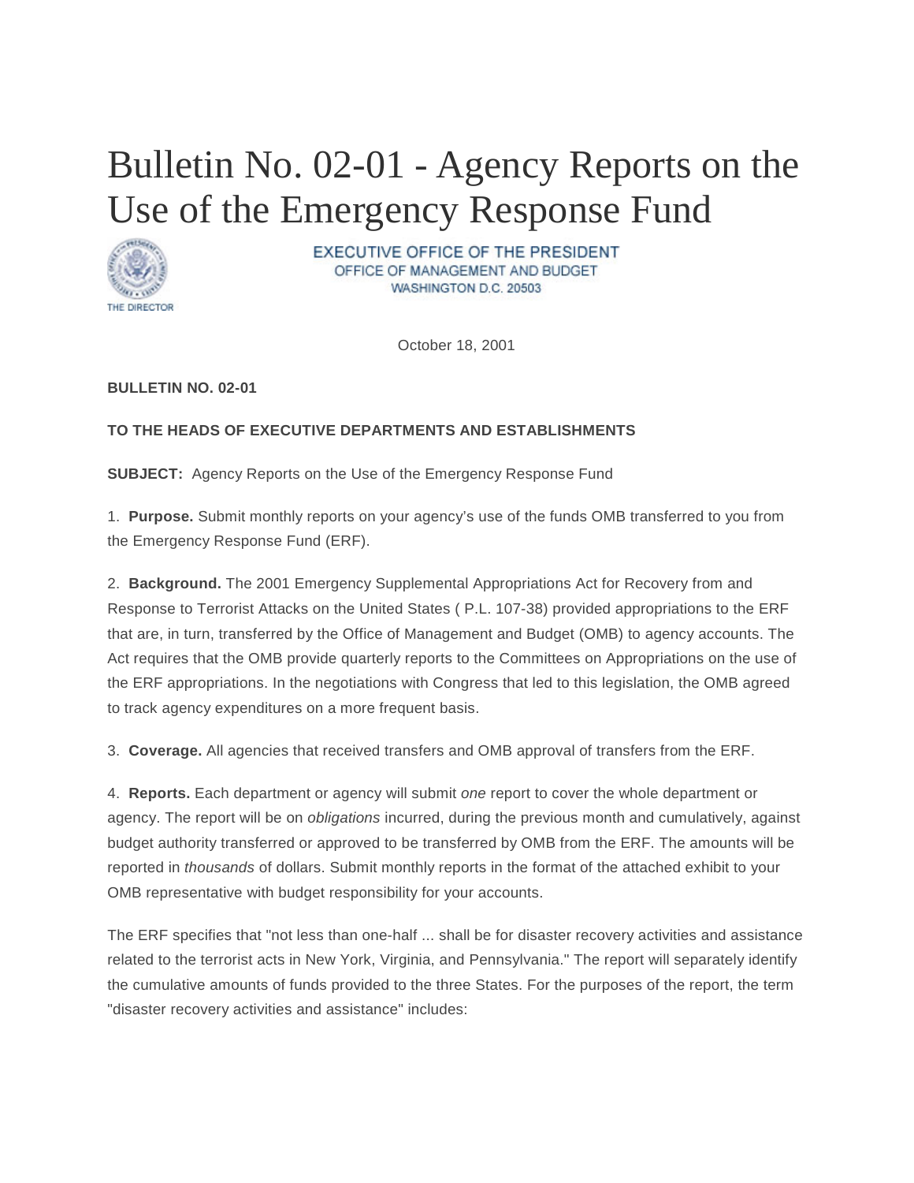# Bulletin No. 02-01 - Agency Reports on the Use of the Emergency Response Fund

EXECUTIVE OFFICE OF THE PRESIDENT
OFFICE OF MANAGEMENT AND BUDGET
WASHINGTON D.C. 20503

THE DIRECTOR

October 18, 2001

**BULLETIN NO. 02-01**

**TO THE HEADS OF EXECUTIVE DEPARTMENTS AND ESTABLISHMENTS**

**SUBJECT:** Agency Reports on the Use of the Emergency Response Fund

1. **Purpose.** Submit monthly reports on your agency's use of the funds OMB transferred to you from the Emergency Response Fund (ERF).

2. **Background.** The 2001 Emergency Supplemental Appropriations Act for Recovery from and Response to Terrorist Attacks on the United States ( P.L. 107-38) provided appropriations to the ERF that are, in turn, transferred by the Office of Management and Budget (OMB) to agency accounts. The Act requires that the OMB provide quarterly reports to the Committees on Appropriations on the use of the ERF appropriations. In the negotiations with Congress that led to this legislation, the OMB agreed to track agency expenditures on a more frequent basis.

3. **Coverage.** All agencies that received transfers and OMB approval of transfers from the ERF.

4. **Reports.** Each department or agency will submit *one* report to cover the whole department or agency. The report will be on *obligations* incurred, during the previous month and cumulatively, against budget authority transferred or approved to be transferred by OMB from the ERF. The amounts will be reported in *thousands* of dollars. Submit monthly reports in the format of the attached exhibit to your OMB representative with budget responsibility for your accounts.

The ERF specifies that "not less than one-half ... shall be for disaster recovery activities and assistance related to the terrorist acts in New York, Virginia, and Pennsylvania." The report will separately identify the cumulative amounts of funds provided to the three States. For the purposes of the report, the term "disaster recovery activities and assistance" includes: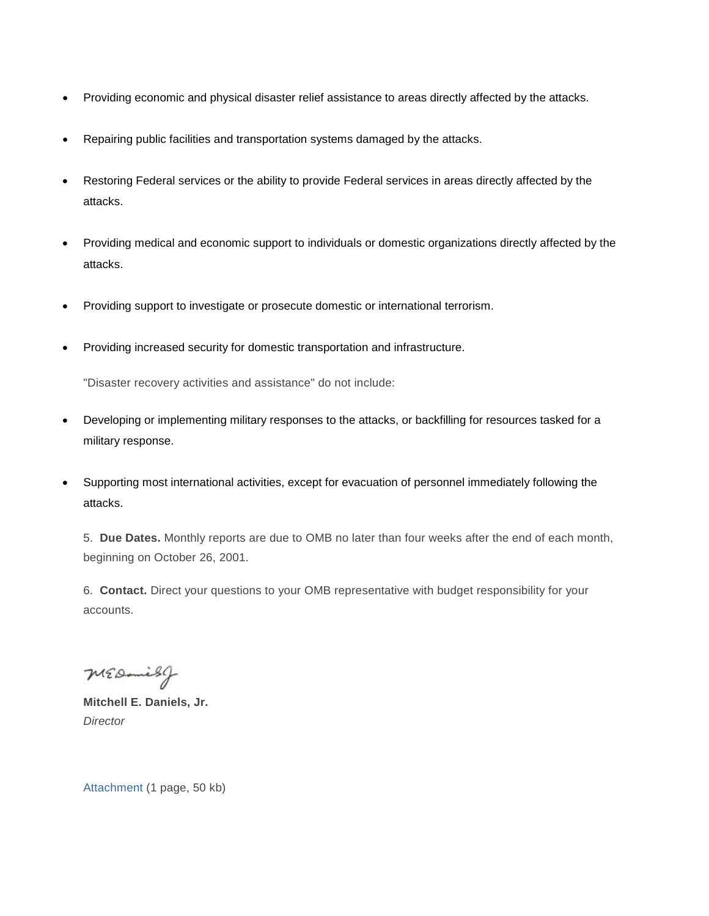- Providing economic and physical disaster relief assistance to areas directly affected by the attacks.
- Repairing public facilities and transportation systems damaged by the attacks.
- Restoring Federal services or the ability to provide Federal services in areas directly affected by the attacks.
- Providing medical and economic support to individuals or domestic organizations directly affected by the attacks.
- Providing support to investigate or prosecute domestic or international terrorism.
- Providing increased security for domestic transportation and infrastructure.

"Disaster recovery activities and assistance" do not include:

- Developing or implementing military responses to the attacks, or backfilling for resources tasked for a military response.
- Supporting most international activities, except for evacuation of personnel immediately following the attacks.

5. **Due Dates.** Monthly reports are due to OMB no later than four weeks after the end of each month, beginning on October 26, 2001.

6. **Contact.** Direct your questions to your OMB representative with budget responsibility for your accounts.

**Mitchell E. Daniels, Jr.**
*Director*

Attachment (1 page, 50 kb)